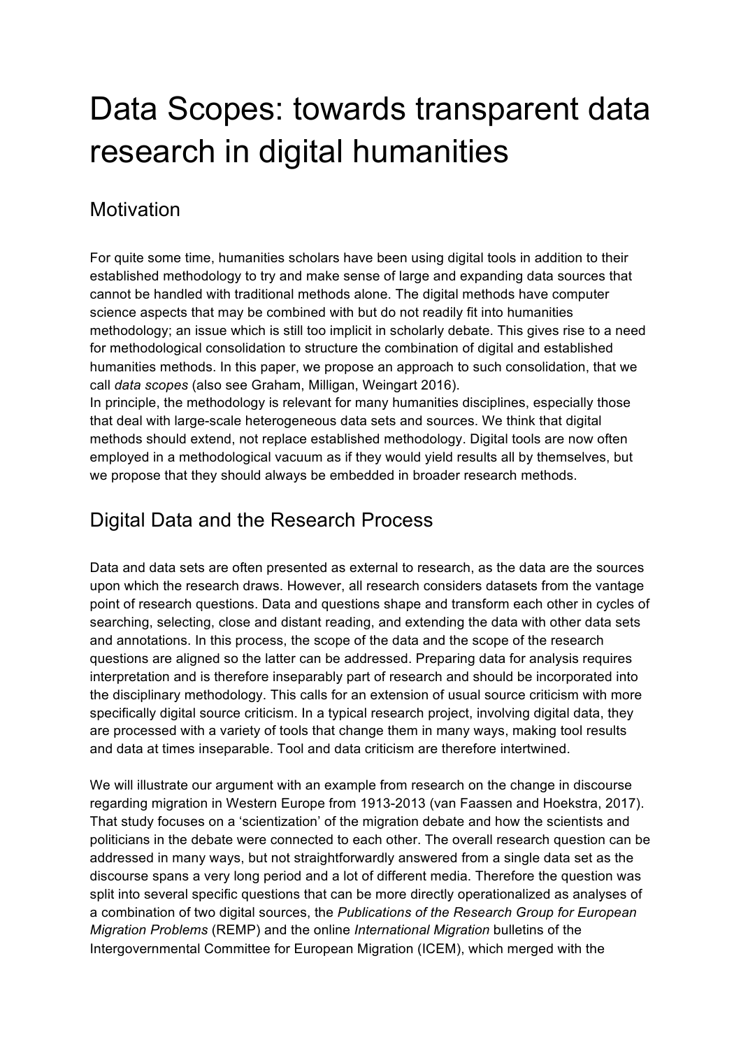# Data Scopes: towards transparent data research in digital humanities

## Motivation

For quite some time, humanities scholars have been using digital tools in addition to their established methodology to try and make sense of large and expanding data sources that cannot be handled with traditional methods alone. The digital methods have computer science aspects that may be combined with but do not readily fit into humanities methodology; an issue which is still too implicit in scholarly debate. This gives rise to a need for methodological consolidation to structure the combination of digital and established humanities methods. In this paper, we propose an approach to such consolidation, that we call *data scopes* (also see Graham, Milligan, Weingart 2016).
In principle, the methodology is relevant for many humanities disciplines, especially those that deal with large-scale heterogeneous data sets and sources. We think that digital methods should extend, not replace established methodology. Digital tools are now often employed in a methodological vacuum as if they would yield results all by themselves, but we propose that they should always be embedded in broader research methods.

## Digital Data and the Research Process

Data and data sets are often presented as external to research, as the data are the sources upon which the research draws. However, all research considers datasets from the vantage point of research questions. Data and questions shape and transform each other in cycles of searching, selecting, close and distant reading, and extending the data with other data sets and annotations. In this process, the scope of the data and the scope of the research questions are aligned so the latter can be addressed. Preparing data for analysis requires interpretation and is therefore inseparably part of research and should be incorporated into the disciplinary methodology. This calls for an extension of usual source criticism with more specifically digital source criticism. In a typical research project, involving digital data, they are processed with a variety of tools that change them in many ways, making tool results and data at times inseparable. Tool and data criticism are therefore intertwined.

We will illustrate our argument with an example from research on the change in discourse regarding migration in Western Europe from 1913-2013 (van Faassen and Hoekstra, 2017). That study focuses on a 'scientization' of the migration debate and how the scientists and politicians in the debate were connected to each other. The overall research question can be addressed in many ways, but not straightforwardly answered from a single data set as the discourse spans a very long period and a lot of different media. Therefore the question was split into several specific questions that can be more directly operationalized as analyses of a combination of two digital sources, the *Publications of the Research Group for European Migration Problems* (REMP) and the online *International Migration* bulletins of the Intergovernmental Committee for European Migration (ICEM), which merged with the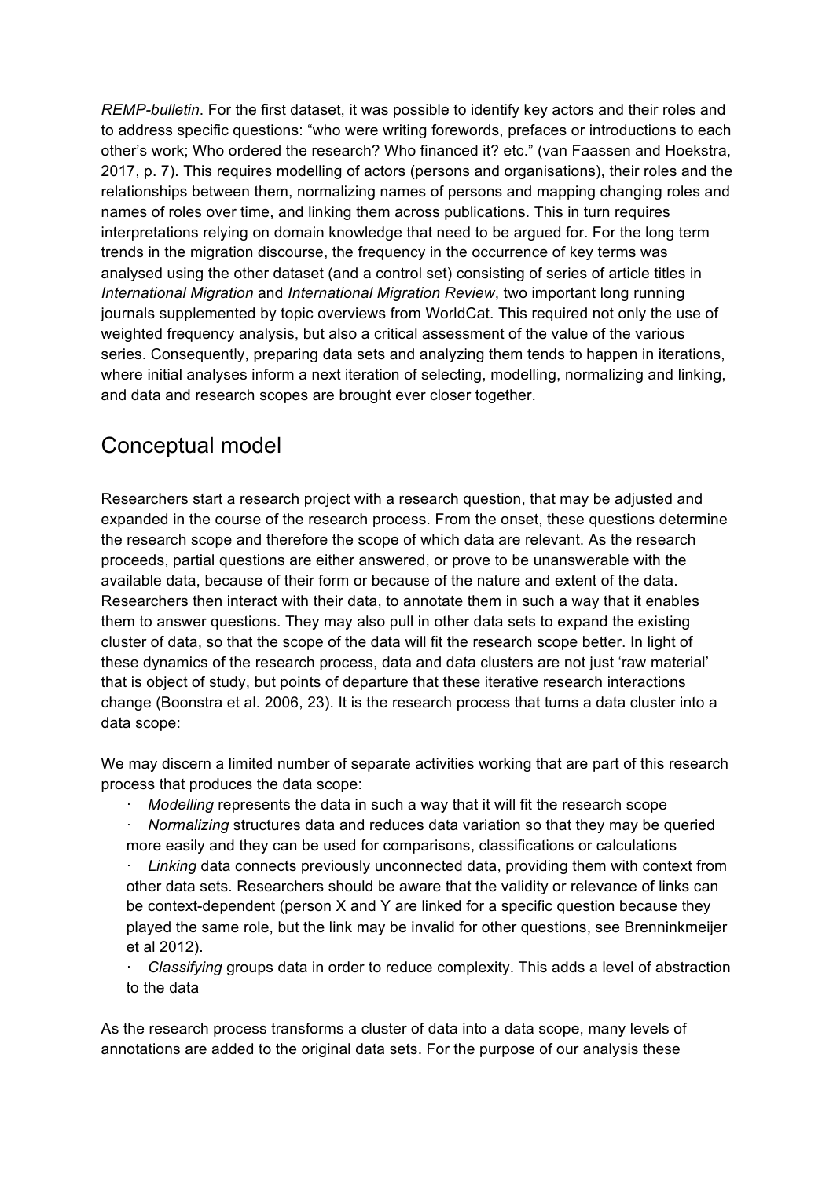*REMP-bulletin*. For the first dataset, it was possible to identify key actors and their roles and to address specific questions: "who were writing forewords, prefaces or introductions to each other's work; Who ordered the research? Who financed it? etc." (van Faassen and Hoekstra, 2017, p. 7). This requires modelling of actors (persons and organisations), their roles and the relationships between them, normalizing names of persons and mapping changing roles and names of roles over time, and linking them across publications. This in turn requires interpretations relying on domain knowledge that need to be argued for. For the long term trends in the migration discourse, the frequency in the occurrence of key terms was analysed using the other dataset (and a control set) consisting of series of article titles in *International Migration* and *International Migration Review*, two important long running journals supplemented by topic overviews from WorldCat. This required not only the use of weighted frequency analysis, but also a critical assessment of the value of the various series. Consequently, preparing data sets and analyzing them tends to happen in iterations, where initial analyses inform a next iteration of selecting, modelling, normalizing and linking, and data and research scopes are brought ever closer together.

## Conceptual model

Researchers start a research project with a research question, that may be adjusted and expanded in the course of the research process. From the onset, these questions determine the research scope and therefore the scope of which data are relevant. As the research proceeds, partial questions are either answered, or prove to be unanswerable with the available data, because of their form or because of the nature and extent of the data. Researchers then interact with their data, to annotate them in such a way that it enables them to answer questions. They may also pull in other data sets to expand the existing cluster of data, so that the scope of the data will fit the research scope better. In light of these dynamics of the research process, data and data clusters are not just 'raw material' that is object of study, but points of departure that these iterative research interactions change (Boonstra et al. 2006, 23). It is the research process that turns a data cluster into a data scope:

We may discern a limited number of separate activities working that are part of this research process that produces the data scope:

- *Modelling* represents the data in such a way that it will fit the research scope
- *Normalizing* structures data and reduces data variation so that they may be queried more easily and they can be used for comparisons, classifications or calculations
- *Linking* data connects previously unconnected data, providing them with context from other data sets. Researchers should be aware that the validity or relevance of links can be context-dependent (person X and Y are linked for a specific question because they played the same role, but the link may be invalid for other questions, see Brenninkmeijer et al 2012).
- *Classifying* groups data in order to reduce complexity. This adds a level of abstraction to the data

As the research process transforms a cluster of data into a data scope, many levels of annotations are added to the original data sets. For the purpose of our analysis these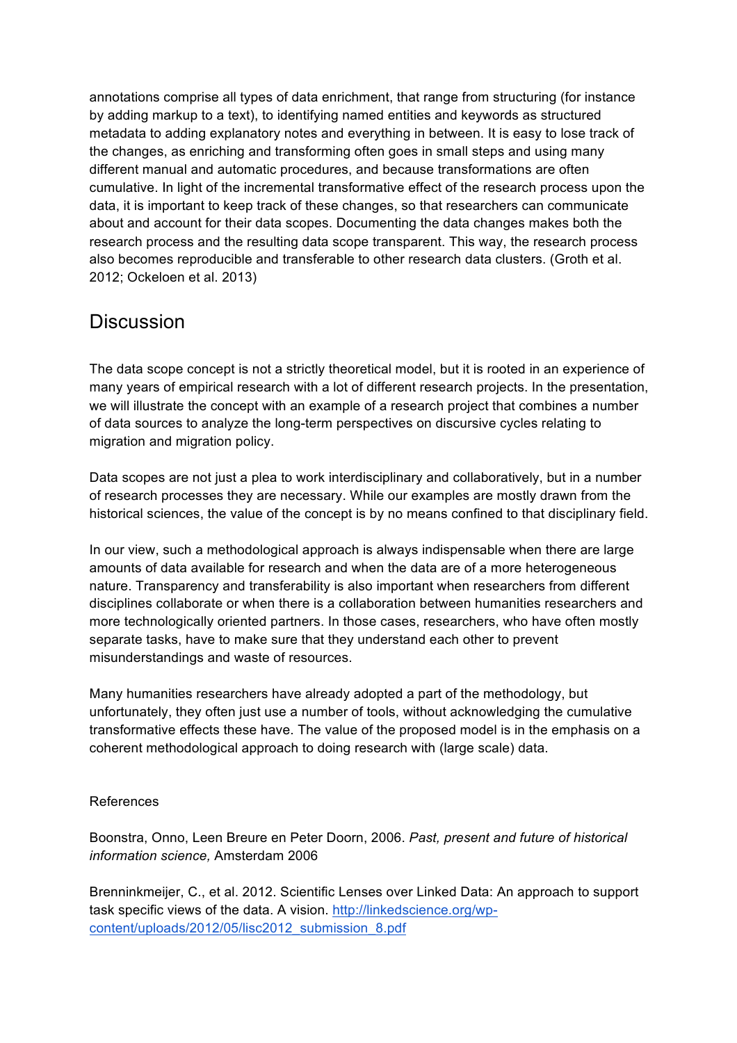annotations comprise all types of data enrichment, that range from structuring (for instance by adding markup to a text), to identifying named entities and keywords as structured metadata to adding explanatory notes and everything in between. It is easy to lose track of the changes, as enriching and transforming often goes in small steps and using many different manual and automatic procedures, and because transformations are often cumulative. In light of the incremental transformative effect of the research process upon the data, it is important to keep track of these changes, so that researchers can communicate about and account for their data scopes. Documenting the data changes makes both the research process and the resulting data scope transparent. This way, the research process also becomes reproducible and transferable to other research data clusters. (Groth et al. 2012; Ockeloen et al. 2013)

## Discussion

The data scope concept is not a strictly theoretical model, but it is rooted in an experience of many years of empirical research with a lot of different research projects. In the presentation, we will illustrate the concept with an example of a research project that combines a number of data sources to analyze the long-term perspectives on discursive cycles relating to migration and migration policy.

Data scopes are not just a plea to work interdisciplinary and collaboratively, but in a number of research processes they are necessary. While our examples are mostly drawn from the historical sciences, the value of the concept is by no means confined to that disciplinary field.

In our view, such a methodological approach is always indispensable when there are large amounts of data available for research and when the data are of a more heterogeneous nature. Transparency and transferability is also important when researchers from different disciplines collaborate or when there is a collaboration between humanities researchers and more technologically oriented partners. In those cases, researchers, who have often mostly separate tasks, have to make sure that they understand each other to prevent misunderstandings and waste of resources.

Many humanities researchers have already adopted a part of the methodology, but unfortunately, they often just use a number of tools, without acknowledging the cumulative transformative effects these have. The value of the proposed model is in the emphasis on a coherent methodological approach to doing research with (large scale) data.

References

Boonstra, Onno, Leen Breure en Peter Doorn, 2006. *Past, present and future of historical information science,* Amsterdam 2006

Brenninkmeijer, C., et al. 2012. Scientific Lenses over Linked Data: An approach to support task specific views of the data. A vision. http://linkedscience.org/wp-content/uploads/2012/05/lisc2012_submission_8.pdf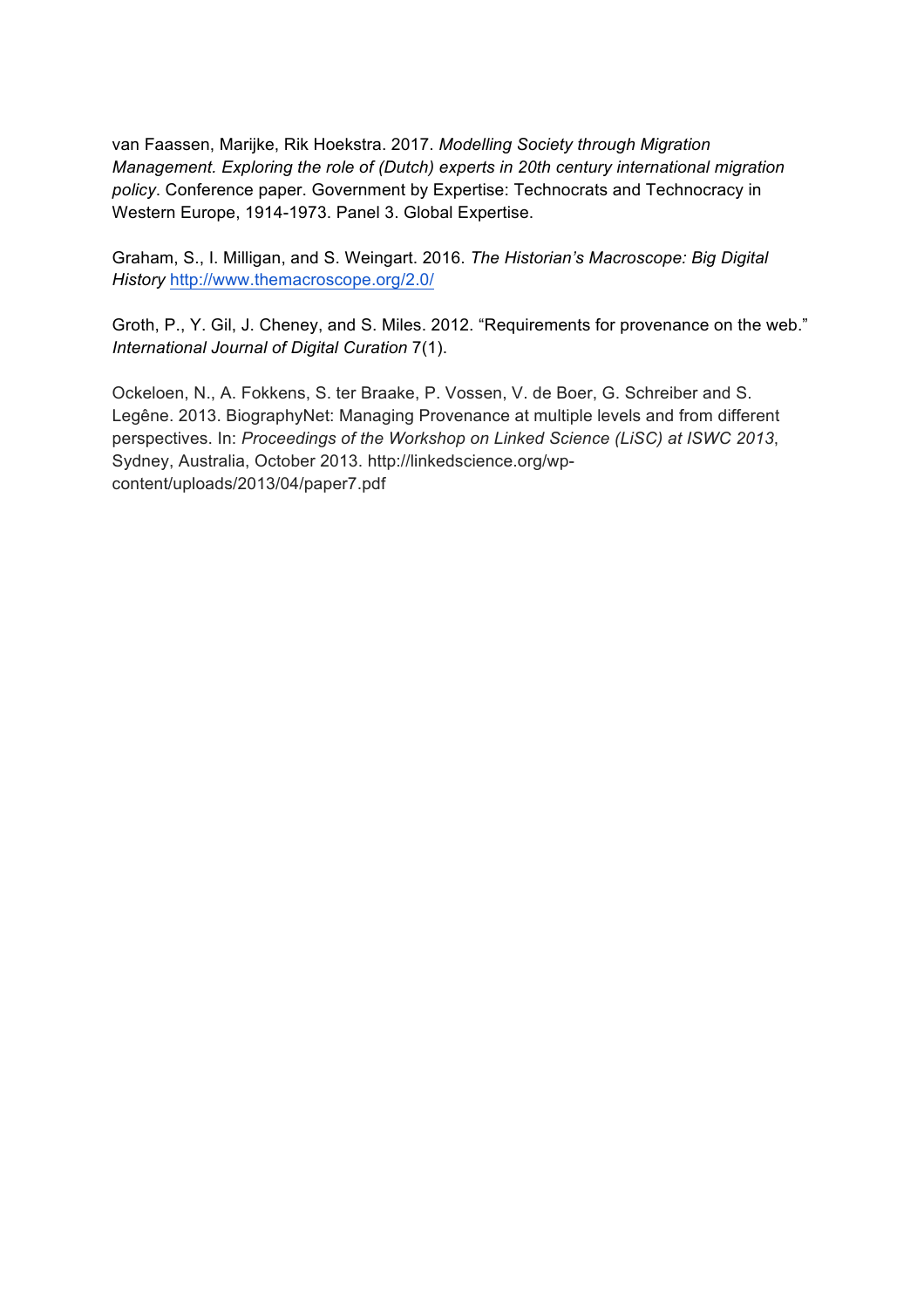van Faassen, Marijke, Rik Hoekstra. 2017. *Modelling Society through Migration Management. Exploring the role of (Dutch) experts in 20th century international migration policy*. Conference paper. Government by Expertise: Technocrats and Technocracy in Western Europe, 1914-1973. Panel 3. Global Expertise.

Graham, S., I. Milligan, and S. Weingart. 2016. *The Historian's Macroscope: Big Digital History* http://www.themacroscope.org/2.0/

Groth, P., Y. Gil, J. Cheney, and S. Miles. 2012. "Requirements for provenance on the web." *International Journal of Digital Curation* 7(1).

Ockeloen, N., A. Fokkens, S. ter Braake, P. Vossen, V. de Boer, G. Schreiber and S. Legêne. 2013. BiographyNet: Managing Provenance at multiple levels and from different perspectives. In: *Proceedings of the Workshop on Linked Science (LiSC) at ISWC 2013*, Sydney, Australia, October 2013. http://linkedscience.org/wp-content/uploads/2013/04/paper7.pdf